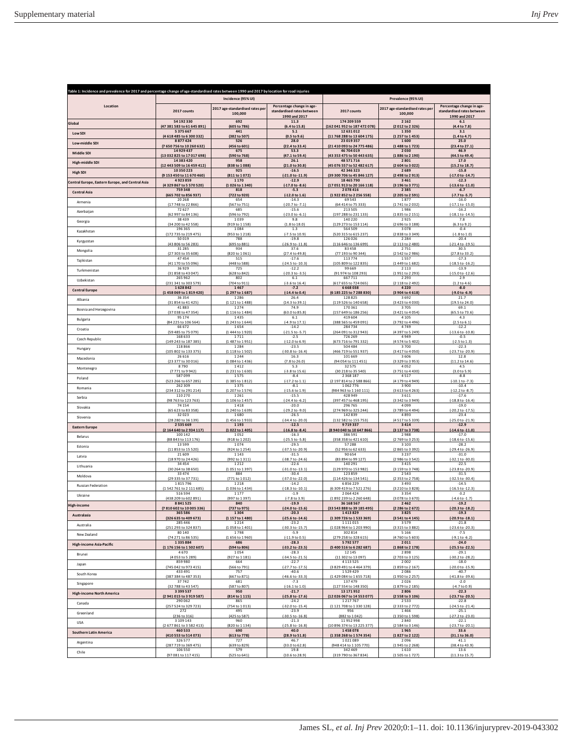Supplementary material

Table 1: Incidence and prevalence for 2017 and percentage change of age-standardised rates between 1990 and 2017 by location for road injuries

| Location | Incidence (95% UI) | | | Prevalence (95% UI) | | |
|---|---|---|---|---|---|---|
| | 2017 counts | 2017 age-standardised rates per 100,000 | Percentage change in age-standardised rates between 1990 and 2017 | 2017 counts | 2017 age-standardised rates per 100,000 | Percentage change in age-standardised rates between 1990 and 2017 |
| **Global** | **54 192 330 (47 381 583 to 61 645 891)** | **692 (605 to 786)** | **11.3 (6.4 to 15.8)** | **174 209 559 (162 041 952 to 187 472 078)** | **2 162 (2 012 to 2 326)** | **6.1 (4.4 to 7.8)** |
| **Low SDI** | **5 375 667 (4 618 485 to 6 300 332)** | **441 (382 to 507)** | **5.1 (0.5 to 9.6)** | **12 631 012 (11 768 288 to 13 604 175)** | **1 350 (1 257 to 1 453)** | **3.1 (1.4 to 4.7)** |
| **Low-middle SDI** | **8 877 424 (7 650 756 to 10 260 632)** | **526 (456 to 601)** | **28.0 (22.4 to 33.4)** | **23 019 357 (21 410 093 to 24 775 486)** | **1 600 (1 488 to 1 723)** | **25.0 (23.4 to 27.1)** |
| **Middle SDI** | **14 929 437 (13 032 825 to 17 017 698)** | **675 (590 to 768)** | **53.3 (47.1 to 59.4)** | **46 704 019 (43 353 475 to 50 443 635)** | **2 030 (1 886 to 2 190)** | **46.9 (44.5 to 49.4)** |
| **High-middle SDI** | **14 383 420 (12 443 509 to 16 459 412)** | **958 (838 to 1 088)** | **26.1 (21.0 to 30.8)** | **48 571 716 (45 076 557 to 52 482 617)** | **2 801 (2 604 to 3 022)** | **17.0 (15.2 to 18.7)** |
| **High SDI** | **10 350 223 (9 153 450 to 11 670 460)** | **925 (811 to 1 072)** | **-16.5 (-21.0 to -11.9)** | **42 346 323 (39 300 706 to 45 846 127)** | **2 689 (2 498 to 2 913)** | **-15.8 (-17.0 to -14.7)** |
| **Central Europe, Eastern Europe, and Central Asia** | **4 923 859 (4 329 867 to 5 570 520)** | **1 170 (1 026 to 1 340)** | **-12.9 (-17.0 to -8.6)** | **18 465 790 (17 051 913 to 20 166 118)** | **3 461 (3 196 to 3 771)** | **-12.3 (-13.6 to -11.0)** |
| **Central Asia** | **759 348 (665 702 to 856 937)** | **818 (722 to 920)** | **-5.3 (-12.0 to 1.6)** | **2 078 416 (1 922 852 to 2 256 558)** | **2 385 (2 205 to 2 591)** | **-6.7 (-7.7 to -5.7)** |
| Armenia | 20 268 (17 748 to 22 866) | 654 (567 to 751) | -14.3 (-20.7 to -7.1) | 69 543 (64 414 to 75 333) | 1 877 (1 741 to 2 032) | -16.0 (-17.1 to -15.0) |
| Azerbaijan | 72 627 (62 997 to 84 136) | 685 (596 to 792) | -15.6 (-23.0 to -6.1) | 213 505 (197 288 to 231 133) | 1 986 (1 835 to 2 151) | -16.2 (-18.1 to -14.5) |
| Georgia | 38 439 (34 200 to 42 558) | 1 039 (919 to 1 158) | 9.8 (1.8 to 18.0) | 140 220 (129 273 to 153 114) | 2 925 (2 696 to 3 188) | 7.8 (6.3 to 9.2) |
| Kazakhstan | 196 365 (172 735 to 219 475) | 1 084 (953 to 1 218) | 1.3 (-7.5 to 10.9) | 564 509 (520 315 to 615 237) | 3 078 (2 838 to 3 349) | -0.4 (-1.8 to 1.0) |
| Kyrgyzstan | 50 019 (43 806 to 56 283) | 788 (695 to 881) | -19.8 (-26.9 to -11.8) | 126 026 (116 646 to 136 699) | 2 284 (2 113 to 2 480) | -20.4 (-21.4 to -19.5) |
| Mongolia | 31 285 (27 303 to 35 608) | 934 (820 to 1 061) | 37.6 (27.4 to 49.8) | 83 458 (77 193 to 90 344) | 2 751 (2 542 to 2 986) | 30.5 (27.8 to 33.2) |
| Tajikistan | 47 454 (41 170 to 55 096) | 515 (448 to 588) | -17.6 (-24.5 to -10.3) | 113 774 (105 809 to 122 835) | 1 557 (1 449 to 1 682) | -17.3 (-18.5 to -16.2) |
| Turkmenistan | 36 929 (31 858 to 43 047) | 725 (628 to 842) | -12.2 (-20.3 to -3.5) | 99 669 (91 974 to 108 293) | 2 113 (1 951 to 2 293) | -13.9 (-15.0 to -12.6) |
| Uzbekistan | 265 962 (231 341 to 303 579) | 802 (704 to 911) | 6.1 (-3.6 to 16.4) | 667 711 (617 655 to 724 065) | 2 293 (2 118 to 2 492) | 2.9 (1.2 to 4.6) |
| **Central Europe** | **1 628 842 (1 458 069 to 1 819 420)** | **1 467 (1 297 to 1 687)** | **-7.2 (-14.4 to 0.4)** | **6 668 038 (6 185 225 to 7 288 830)** | **4 220 (3 904 to 4 618)** | **-8.0 (-9.0 to -6.9)** |
| Albania | 36 354 (31 854 to 41 425) | 1 286 (1 121 to 1 488) | 26.4 (14.3 to 39.1) | 128 825 (119 526 to 140 658) | 3 692 (3 423 to 4 030) | 21.7 (19.5 to 24.0) |
| Bosnia and Herzegovina | 41 883 (37 038 to 47 354) | 1 274 (1 116 to 1 484) | 74.9 (63.0 to 85.8) | 170 361 (157 649 to 186 256) | 3 705 (3 421 to 4 054) | 69.1 (65.5 to 73.6) |
| Bulgaria | 95 174 (84 225 to 106 564) | 1 435 (1 243 to 1 644) | 6.1 (-4.9 to 17.1) | 419 604 (388 565 to 459 091) | 4 105 (3 792 to 4 496) | 4.3 (2.5 to 6.1) |
| Croatia | 66 672 (59 485 to 75 079) | 1 654 (1 444 to 1 920) | -14.2 (-21.5 to -5.7) | 284 734 (264 091 to 312 943) | 4 749 (4 397 to 5 249) | -12.2 (-13.6 to -10.8) |
| Czech Republic | 168 633 (149 243 to 187 385) | 1 711 (1 487 to 1 951) | -2.5 (-12.0 to 6.9) | 726 269 (673 716 to 791 332) | 4 949 (4 574 to 5 402) | -0.5 (-2.5 to 1.3) |
| Hungary | 118 866 (105 802 to 133 375) | 1 284 (1 118 to 1 502) | -23.5 (-30.8 to -16.4) | 504 484 (466 719 to 551 937) | 3 700 (3 417 to 4 050) | -22.3 (-23.7 to -20.9) |
| Macedonia | 26 616 (23 377 to 30 016) | 1 244 (1 084 to 1 436) | 16.3 (7.8 to 26.0) | 101 669 (94 054 to 111 451) | 3 606 (3 329 to 3 953) | 12.8 (11.2 to 14.6) |
| Montenegro | 8 790 (7 771 to 9 942) | 1 412 (1 231 to 1 630) | 5.3 (-3.8 to 15.6) | 32 575 (30 218 to 35 540) | 4 052 (3 751 to 4 430) | 4.5 (3.0 to 5.9) |
| Poland | 587 099 (523 266 to 657 285) | 1 575 (1 385 to 1 812) | -8.4 (-17.2 to 1.1) | 2 368 187 (2 197 814 to 2 588 866) | 4 517 (4 179 to 4 949) | -8.8 (-10.1 to -7.3) |
| Romania | 262 309 (234 312 to 291 214) | 1 375 (1 207 to 1 574) | -8.1 (-15.6 to 1.9) | 1 062 776 (984 963 to 1 160 111) | 3 900 (3 613 to 4 263) | -10.4 (-12.2 to -8.7) |
| Serbia | 110 270 (98 763 to 123 763) | 1 261 (1 106 to 1 457) | -15.5 (-24.4 to -6.2) | 428 949 (397 457 to 468 195) | 3 611 (3 342 to 3 949) | -17.6 (-18.8 to -16.4) |
| Slovakia | 74 154 (65 623 to 83 358) | 1 418 (1 240 to 1 639) | -20.0 (-29.2 to -9.0) | 296 765 (274 969 to 325 244) | 4 099 (3 789 to 4 494) | -19.0 (-20.2 to -17.5) |
| Slovenia | 32 023 (28 280 to 36 139) | 1 680 (1 456 to 1 933) | -26.5 (-34.4 to -20.0) | 142 839 (132 582 to 155 753) | 4 893 (4 517 to 5 339) | -23.4 (-25.0 to -21.9) |
| **Eastern Europe** | **2 535 669 (2 164 640 to 2 934 117)** | **1 193 (1 022 to 1 405)** | **-12.5 (-16.8 to -8.4)** | **9 719 337 (8 940 040 to 10 647 866)** | **3 414 (3 137 to 3 738)** | **-12.9 (-14.6 to -11.0)** |
| Belarus | 100 142 (88 843 to 113 176) | 1 052 (918 to 1 202) | -16.3 (-25.5 to -5.8) | 386 591 (358 358 to 421 610) | 2 988 (2 769 to 3 253) | -17.0 (-18.6 to -15.6) |
| Estonia | 13 599 (11 853 to 15 520) | 1 074 (924 to 1 254) | -29.5 (-37.5 to -20.9) | 57 288 (52 956 to 62 633) | 3 103 (2 865 to 3 392) | -28.2 (-29.4 to -26.9) |
| Latvia | 21 609 (18 970 to 24 426) | 1 143 (992 to 1 311) | -31.5 (-38.7 to -24.6) | 90 654 (83 894 to 99 127) | 3 237 (2 986 to 3 542) | -31.0 (-32.1 to -30.0) |
| Lithuania | 34 454 (30 264 to 38 650) | 1 212 (1 051 to 1 397) | -22.6 (-31.0 to -13.1) | 140 291 (129 970 to 153 982) | 3 415 (3 159 to 3 748) | -22.5 (-23.8 to -20.9) |
| Moldova | 33 474 (29 335 to 37 731) | 884 (771 to 1 012) | -30.4 (-37.0 to -22.0) | 123 859 (114 426 to 134 541) | 2 543 (2 353 to 2 758) | -31.5 (-32.5 to -30.4) |
| Russian Federation | 1 815 796 (1 542 761 to 2 111 685) | 1 218 (1 036 to 1 434) | -14.2 (-18.3 to -10.1) | 6 856 229 (6 309 419 to 7 521 276) | 3 493 (3 210 to 3 828) | -14.5 (-16.5 to -12.3) |
| Ukraine | 516 594 (438 209 to 602 891) | 1 177 (997 to 1 397) | -1.9 (-7.8 to 3.9) | 2 064 424 (1 892 239 to 2 260 648) | 3 354 (3 078 to 3 670) | -3.2 (-4.6 to -1.7) |
| **High-income** | **8 841 525 (7 810 602 to 10 005 336)** | **840 (737 to 975)** | **-19.9 (-24.0 to -15.6)** | **36 168 567 (33 543 888 to 39 185 495)** | **2 462 (2 286 to 2 672)** | **-19.2 (-20.3 to -18.2)** |
| **Australasia** | **365 586 (326 635 to 409 673)** | **1 304 (1 157 to 1 480)** | **-20.3 (-25.6 to -14.6)** | **1 413 829 (1 309 726 to 1 533 369)** | **3 825 (3 541 to 4 145)** | **-19.3 (-20.9 to -18.1)** |
| Australia | 285 446 (251 293 to 324 837) | 1 214 (1 058 to 1 401) | -23.2 (-30.3 to -15.7) | 1 111 015 (1 028 964 to 1 203 990) | 3 579 (3 315 to 3 882) | -21.8 (-23.6 to -20.3) |
| New Zealand | 80 140 (74 271 to 86 535) | 1 798 (1 656 to 1 960) | -5.9 (-11.9 to 0.5) | 302 814 (279 258 to 328 615) | 5 166 (4 760 to 5 603) | -7.5 (-9.1 to -6.2) |
| **High-income Asia-Pacific** | **1 335 884 (1 176 156 to 1 502 607)** | **686 (594 to 806)** | **-28.3 (-33.2 to -23.5)** | **5 792 577 (5 400 516 to 6 282 687)** | **2 011 (1 868 to 2 178)** | **-24.0 (-25.5 to -22.5)** |
| Brunei | 4 670 (4 053 to 5 289) | 1 054 (927 to 1 181) | -28.3 (-34.5 to -21.5) | 12 145 (11 302 to 13 097) | 2 898 (2 703 to 3 125) | -29.1 (-30.2 to -28.2) |
| Japan | 859 980 (745 042 to 973 415) | 664 (566 to 791) | -22.7 (-27.7 to -17.5) | 4 113 525 (3 829 491 to 4 464 379) | 2 002 (1 859 to 2 167) | -18.0 (-20.0 to -15.9) |
| South Korea | 433 491 (387 384 to 487 353) | 757 (667 to 871) | -40.6 (-46.6 to -33.3) | 1 529 429 (1 429 084 to 1 655 718) | 2 086 (1 950 to 2 257) | -40.7 (-41.8 to -39.6) |
| Singapore | 37 742 (32 788 to 43 547) | 681 (587 to 807) | -7.3 (-16.1 to 1.0) | 137 479 (127 554 to 148 350) | 2 026 (1 879 to 2 185) | -2.0 (-4.7 to 0.9) |
| **High-income North America** | **3 399 537 (2 941 015 to 3 919 587)** | **950 (814 to 1 115)** | **-21.7 (-25.8 to -17.6)** | **13 171 952 (12 026 067 to 14 553 077)** | **2 806 (2 558 to 3 106)** | **-22.3 (-23.7 to -20.5)** |
| Canada | 290 062 (257 524 to 329 723) | 865 (754 to 1 013) | -24.2 (-32.0 to -15.4) | 1 217 767 (1 121 708 to 1 330 128) | 2 533 (2 333 to 2 772) | -22.8 (-24.5 to -21.4) |
| Greenland | 272 (236 to 316) | 495 (425 to 587) | -23.9 (-30.5 to -16.8) | 956 (882 to 1 042) | 1 466 (1 350 to 1 598) | -25.1 (-27.2 to -23.0) |
| USA | 3 109 143 (2 677 861 to 3 582 413) | 960 (820 to 1 134) | -21.3 (-25.8 to -16.8) | 11 952 998 (10 896 374 to 13 225 377) | 2 840 (2 584 to 3 146) | -22.1 (-23.7 to -20.1) |
| **Southern Latin America** | **460 533 (410 553 to 514 073)** | **690 (613 to 778)** | **40.0 (28.9 to 51.8)** | **1 458 078 (1 358 268 to 1 574 354)** | **1 965 (1 827 to 2 122)** | **33.6 (31.1 to 36.0)** |
| Argentina | 326 577 (287 719 to 369 475) | 727 (639 to 829) | 46.7 (33.0 to 62.8) | 1 021 089 (948 414 to 1 105 770) | 2 096 (1 945 to 2 268) | 41.1 (38.4 to 43.9) |
| Chile | 106 550 (97 081 to 117 415) | 579 (525 to 641) | 19.8 (10.6 to 28.9) | 342 469 (319 790 to 367 834) | 1 610 (1 505 to 1 727) | 13.6 (11.3 to 15.7) |

James SL, *et al. Inj Prev* 2020;0:1–11. doi: 10.1136/injuryprev-2019-043302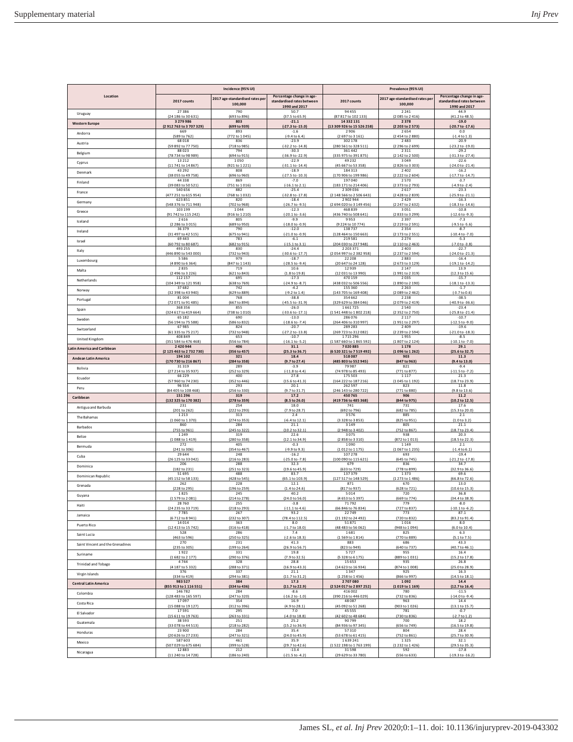| Location | Incidence (95% UI) | | | Prevalence (95% UI) | | |
|---|---|---|---|---|---|---|
| | 2017 counts | 2017 age-standardised rates per 100,000 | Percentage change in age-standardised rates between 1990 and 2017 | 2017 counts | 2017 age-standardised rates per 100,000 | Percentage change in age-standardised rates between 1990 and 2017 |
| Uruguay | 27 386 (24 186 to 30 631) | 790 (693 to 896) | 50.7 (37.5 to 65.9) | 94 455 (87 817 to 102 133) | 2 241 (2 085 to 2 416) | 44.9 (41.2 to 48.5) |
| **Western Europe** | **3 279 986 (2 912 763 to 3 707 329)** | **803 (699 to 939)** | **-21.1 (-27.3 to -15.0)** | **14 332 131 (13 309 926 to 15 526 258)** | **2 378 (2 203 to 2 573)** | **-19.0 (-20.7 to -17.6)** |
| Andorra | 669 (589 to 762) | 893 (772 to 1 045) | -1.6 (-9.4 to 6.4) | 2 906 (2 697 to 3 161) | 2 654 (2 454 to 2 880) | 0.0 (-1.4 to 1.3) |
| Austria | 68 018 (59 892 to 77 750) | 836 (718 to 985) | -23.9 (-32.2 to -14.8) | 302 178 (280 561 to 328 511) | 2 483 (2 296 to 2 699) | -20.9 (-23.2 to -19.0) |
| Belgium | 88 023 (78 734 to 98 989) | 794 (694 to 915) | -30.3 (-36.9 to -22.9) | 361 442 (335 975 to 391 875) | 2 311 (2 142 to 2 500) | -29.2 (-31.3 to -27.4) |
| Cyprus | 13 212 (11 741 to 14 867) | 1 050 (921 to 1 221) | -22.9 (-31.1 to -14.4) | 49 232 (45 667 to 53 358) | 3 049 (2 826 to 3 303) | -22.6 (-24.0 to -21.4) |
| Denmark | 43 292 (38 055 to 49 758) | 808 (696 to 960) | -18.9 (-27.5 to -10.3) | 184 313 (170 906 to 199 986) | 2 402 (2 222 to 2 604) | -16.2 (-17.7 to -14.7) |
| Finland | 44 338 (39 083 to 50 521) | 869 (751 to 1 016) | -7.0 (-16.1 to 2.1) | 197 040 (183 171 to 214 406) | 2 570 (2 373 to 2 793) | -3.7 (-4.9 to -2.4) |
| France | 540 656 (477 251 to 615 954) | 882 (768 to 1 032) | -25.4 (-32.8 to -17.8) | 2 309 036 (2 148 566 to 2 506 643) | 2 617 (2 428 to 2 839) | -23.3 (-25.9 to -21.1) |
| Germany | 623 851 (548 376 to 711 948) | 820 (702 to 968) | -18.4 (-26.7 to -9.5) | 2 902 944 (2 694 020 to 3 149 456) | 2 429 (2 247 to 2 632) | -16.3 (-18.3 to -14.6) |
| Greece | 103 199 (91 742 to 115 242) | 1 044 (916 to 1 210) | -12.3 (-20.1 to -3.6) | 468 839 (436 740 to 508 641) | 3 051 (2 833 to 3 299) | -10.8 (-12.6 to -9.3) |
| Iceland | 2 616 (2 286 to 3 015) | 805 (689 to 950) | -9.9 (-18.0 to -0.9) | 9 953 (9 224 to 10 774) | 2 397 (2 219 to 2 591) | -7.3 (-9.5 to -5.6) |
| Ireland | 36 379 (31 497 to 42 515) | 790 (675 to 941) | -12.0 (-21.0 to -0.9) | 138 737 (128 464 to 150 663) | 2 354 (2 173 to 2 551) | -8.7 (-10.4 to -7.0) |
| Israel | 69 443 (60 792 to 80 687) | 783 (682 to 915) | -6.1 (-15.1 to 3.1) | 219 581 (204 030 to 237 948) | 2 274 (2 110 to 2 463) | -5.3 (-7.0 to -3.8) |
| Italy | 493 255 (446 890 to 543 000) | 830 (732 to 943) | -24.4 (-30.6 to -17.7) | 2 203 371 (2 054 997 to 2 382 958) | 2 403 (2 237 to 2 594) | -22.7 (-24.0 to -21.3) |
| Luxembourg | 5 586 (4 890 to 6 364) | 979 (847 to 1 143) | -18.7 (-28.5 to -9.4) | 22 208 (20 647 to 24 128) | 2 883 (2 673 to 3 129) | -16.4 (-19.1 to -14.2) |
| Malta | 2 835 (2 496 to 3 226) | 719 (621 to 843) | 10.6 (1.8 to 19.8) | 12 939 (12 031 to 13 990) | 2 147 (1 991 to 2 319) | 13.9 (12.3 to 15.6) |
| Netherlands | 112 157 (104 349 to 121 958) | 695 (638 to 769) | -17.3 (-24.9 to -8.7) | 470 159 (438 032 to 506 556) | 2 035 (1 890 to 2 190) | -15.7 (-18.1 to -13.3) |
| Norway | 37 682 (32 398 to 43 940) | 742 (629 to 889) | -4.2 (-9.2 to 1.4) | 155 360 (143 705 to 169 408) | 2 263 (2 089 to 2 462) | -1.7 (-3.7 to 0.6) |
| Portugal | 81 004 (72 071 to 91 485) | 768 (667 to 894) | -38.8 (-45.5 to -31.9) | 354 662 (329 629 to 384 046) | 2 238 (2 079 to 2 419) | -38.5 (-40.9 to -36.6) |
| Spain | 368 356 (324 617 to 419 664) | 855 (738 to 1 010) | -26.0 (-33.6 to -17.1) | 1 661 725 (1 541 448 to 1 802 218) | 2 540 (2 352 to 2 750) | -23.4 (-25.8 to -21.4) |
| Sweden | 65 182 (56 194 to 75 588) | 690 (586 to 832) | -13.0 (-18.6 to -7.4) | 286 076 (264 406 to 310 997) | 2 117 (1 951 to 2 297) | -10.7 (-12.5 to -9.0) |
| Switzerland | 67 985 (61 335 to 75 217) | 824 (732 to 948) | -20.7 (-27.2 to -13.8) | 289 283 (269 723 to 312 082) | 2 409 (2 239 to 2 594) | -19.6 (-21.0 to -18.3) |
| United Kingdom | 408 849 (351 584 to 476 468) | 653 (556 to 784) | -10.7 (-16.1 to -5.2) | 1 715 296 (1 587 660 to 1 865 592) | 1 955 (1 807 to 2 124) | -8.5 (-10.1 to -7.0) |
| **Latin America and Caribbean** | **2 420 944 (2 125 463 to 2 732 730)** | **406 (356 to 457)** | **31.1 (25.3 to 36.7)** | **7 020 885 (6 520 321 to 7 519 492)** | **1 178 (1 096 to 1 262)** | **29.1 (25.6 to 32.7)** |
| **Andean Latin America** | **194 102 (170 730 to 216 867)** | **321 (284 to 358)** | **18.4 (9.7 to 27.4)** | **518 087 (485 803 to 552 945)** | **903 (847 to 963)** | **11.3 (9.4 to 13.0)** |
| Bolivia | 31 319 (27 214 to 35 937) | 289 (252 to 329) | -3.9 (-11.8 to 4.4) | 79 987 (74 978 to 85 493) | 821 (771 to 877) | -9.4 (-11.5 to -7.2) |
| Ecuador | 66 229 (57 960 to 74 230) | 400 (352 to 446) | 27.8 (15.6 to 41.3) | 175 503 (164 222 to 187 216) | 1 117 (1 045 to 1 192) | 21.3 (18.7 to 23.9) |
| Peru | 96 554 (84 405 to 108 468) | 293 (256 to 330) | 20.1 (9.7 to 31.7) | 262 597 (246 143 to 280 722) | 823 (771 to 880) | 11.8 (9.8 to 13.6) |
| **Caribbean** | **151 296 (132 325 to 170 382)** | **319 (278 to 359)** | **17.2 (8.5 to 26.0)** | **450 765 (419 736 to 485 368)** | **906 (844 to 975)** | **11.2 (10.2 to 12.5)** |
| Antigua and Barbuda | 231 (201 to 262) | 254 (222 to 293) | 18.0 (7.9 to 28.7) | 741 (692 to 796) | 731 (682 to 785) | 17.6 (15.3 to 20.0) |
| The Bahamas | 1 213 (1 060 to 1 370) | 313 (274 to 353) | 2.4 (-6.4 to 12.1) | 3 576 (3 328 to 3 853) | 885 (825 to 951) | 2.1 (1.0 to 3.2) |
| Barbados | 860 (755 to 961) | 284 (245 to 322) | 21.1 (10.2 to 32.1) | 3 149 (2 948 to 3 402) | 805 (752 to 867) | 21.1 (18.7 to 23.4) |
| Belize | 1 249 (1 088 to 1 419) | 319 (280 to 358) | 22.6 (12.1 to 34.9) | 3 075 (2 858 to 3 310) | 938 (872 to 1 013) | 20.3 (18.5 to 22.3) |
| Bermuda | 272 (241 to 306) | 405 (354 to 467) | -0.3 (-9.9 to 9.3) | 1 090 (1 012 to 1 175) | 1 149 (1 067 to 1 235) | 2.1 (-1.4 to 6.1) |
| Cuba | 29 644 (26 125 to 33 042) | 248 (216 to 283) | -16.2 (-25.0 to -7.8) | 107 278 (100 090 to 115 621) | 693 (645 to 745) | -19.4 (-21.2 to -17.8) |
| Dominica | 206 (182 to 231) | 288 (251 to 323) | 32.3 (19.6 to 45.9) | 679 (633 to 729) | 836 (778 to 899) | 34.7 (32.9 to 36.6) |
| Dominican Republic | 51 695 (45 152 to 58 133) | 488 (428 to 545) | 83.7 (65.1 to 103.9) | 137 379 (127 517 to 148 529) | 1 373 (1 273 to 1 486) | 69.6 (66.8 to 72.6) |
| Grenada | 262 (228 to 295) | 228 (196 to 259) | 12.1 (1.4 to 24.6) | 871 (817 to 937) | 670 (628 to 721) | 13.0 (10.6 to 15.3) |
| Guyana | 1 825 (1 579 to 2 081) | 245 (214 to 278) | 40.2 (24.0 to 56.0) | 5 014 (4 653 to 5 397) | 720 (669 to 774) | 36.8 (34.4 to 38.9) |
| Haiti | 28 760 (24 235 to 33 719) | 255 (218 to 293) | -3.8 (-11.1 to 4.6) | 71 792 (66 846 to 76 834) | 779 (727 to 837) | -8.0 (-10.1 to -6.2) |
| Jamaica | 7 785 (6 712 to 8 941) | 267 (232 to 307) | 93.2 (78.4 to 112.5) | 22 749 (21 192 to 24 492) | 773 (720 to 832) | 87.1 (83.2 to 91.4) |
| Puerto Rico | 14 014 (12 413 to 15 742) | 363 (316 to 418) | 8.0 (-1.7 to 18.0) | 51 871 (48 483 to 56 062) | 1 016 (948 to 1 094) | 8.0 (6.0 to 10.4) |
| Saint Lucia | 528 (463 to 596) | 286 (250 to 325) | 7.4 (-2.6 to 18.3) | 1 681 (1 569 to 1 814) | 825 (770 to 889) | 6.3 (5.1 to 7.5) |
| Saint Vincent and the Grenadines | 270 (235 to 305) | 231 (199 to 264) | 41.3 (26.9 to 56.7) | 883 (823 to 949) | 686 (640 to 737) | 43.3 (40.7 to 46.1) |
| Suriname | 1 922 (1 682 to 2 177) | 331 (290 to 376) | 19.8 (7.9 to 32.5) | 5 727 (5 328 to 6 175) | 955 (889 to 1 031) | 16.4 (15.2 to 17.8) |
| Trinidad and Tobago | 4 744 (4 187 to 5 332) | 328 (288 to 371) | 28.8 (16.9 to 43.3) | 15 653 (14 623 to 16 934) | 935 (874 to 1 008) | 26.8 (25.0 to 28.9) |
| Virgin Islands | 376 (334 to 419) | 337 (294 to 381) | 21.1 (11.7 to 31.2) | 1 347 (1 258 to 1 456) | 925 (866 to 997) | 16.3 (14.5 to 18.1) |
| **Central Latin America** | **983 527 (855 913 to 1 116 551)** | **384 (334 to 436)** | **17.3 (11.7 to 22.9)** | **2 707 080 (2 524 017 to 2 897 252)** | **1 092 (1 019 to 1 169)** | **14.4 (12.7 to 16.4)** |
| Colombia | 146 782 (128 483 to 165 597) | 284 (247 to 320) | -8.6 (-16.2 to -1.0) | 416 002 (390 216 to 446 029) | 780 (732 to 836) | -11.5 (-14.0 to -9.4) |
| Costa Rica | 17 097 (15 088 to 19 127) | 354 (312 to 396) | 16.9 (4.9 to 28.1) | 48 087 (45 092 to 51 268) | 963 (903 to 1 026) | 14.4 (13.1 to 15.7) |
| El Salvador | 17 591 (15 611 to 19 763) | 295 (263 to 331) | 7.0 (-4.0 to 18.8) | 45 555 (42 602 to 48 684) | 781 (730 to 836) | -0.7 (-2.7 to 1.2) |
| Guatemala | 38 593 (33 078 to 44 513) | 251 (218 to 282) | 25.2 (15.2 to 36.9) | 90 799 (84 936 to 97 345) | 700 (656 to 749) | 18.2 (16.5 to 19.8) |
| Honduras | 23 900 (20 626 to 27 233) | 284 (247 to 321) | 35.4 (24.0 to 45.9) | 57 310 (53 678 to 61 415) | 804 (752 to 861) | 28.4 (25.7 to 30.9) |
| Mexico | 587 603 (507 029 to 675 684) | 461 (399 to 528) | 35.9 (29.7 to 42.6) | 1 639 241 (1 522 198 to 1 763 199) | 1 325 (1 232 to 1 426) | 32.1 (29.5 to 35.3) |
| Nicaragua | 12 883 (11 240 to 14 728) | 212 (186 to 240) | -13.4 (-21.5 to -4.2) | 31 598 (29 629 to 33 780) | 592 (556 to 633) | -17.8 (-19.3 to -16.2) |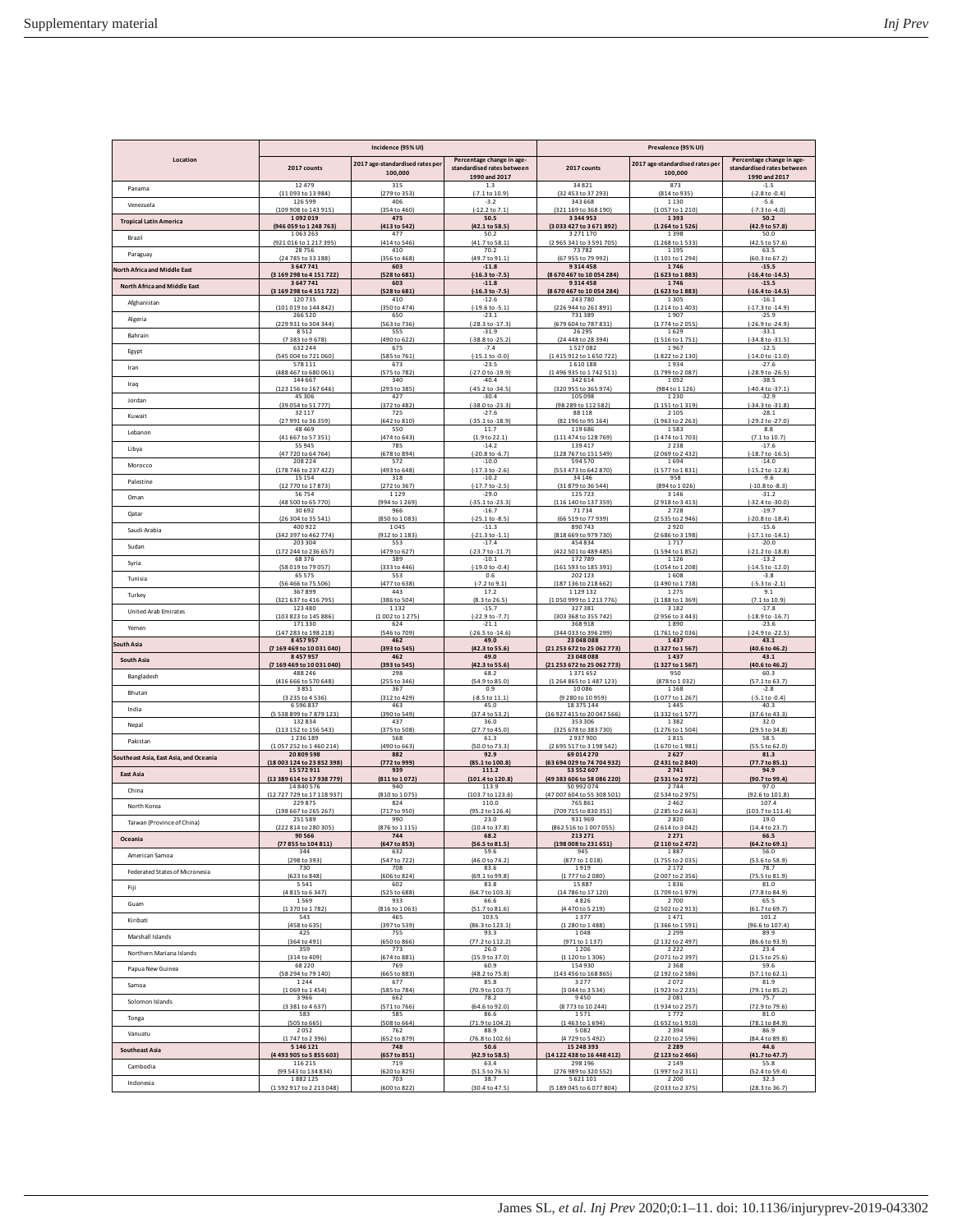| Location | Incidence (95% UI) | | | Prevalence (95% UI) | | |
|---|---|---|---|---|---|---|
| | 2017 counts | 2017 age-standardised rates per 100,000 | Percentage change in age-standardised rates between 1990 and 2017 | 2017 counts | 2017 age-standardised rates per 100,000 | Percentage change in age-standardised rates between 1990 and 2017 |
| Panama | 12 479 (11 093 to 13 984) | 315 (279 to 353) | 1.3 (-7.1 to 10.9) | 34 821 (32 453 to 37 293) | 873 (814 to 935) | -1.5 (-2.8 to -0.4) |
| Venezuela | 126 599 (109 908 to 143 915) | 406 (354 to 460) | -3.2 (-12.2 to 7.1) | 343 668 (321 169 to 368 190) | 1 130 (1 057 to 1 210) | -5.6 (-7.3 to -4.0) |
| **Tropical Latin America** | **1 092 019 (946 059 to 1 248 763)** | **475 (413 to 542)** | **50.5 (42.1 to 58.5)** | **3 344 953 (3 033 427 to 3 671 892)** | **1 393 (1 264 to 1 526)** | **50.2 (42.9 to 57.8)** |
| Brazil | 1 063 263 (921 016 to 1 217 395) | 477 (414 to 546) | 50.2 (41.7 to 58.1) | 3 271 170 (2 965 341 to 3 591 705) | 1 398 (1 268 to 1 533) | 50.0 (42.5 to 57.6) |
| Paraguay | 28 756 (24 785 to 33 188) | 410 (356 to 468) | 70.2 (49.7 to 91.1) | 73 782 (67 955 to 79 992) | 1 195 (1 101 to 1 294) | 63.5 (60.3 to 67.2) |
| **North Africa and Middle East** | **3 647 741 (3 169 298 to 4 151 722)** | **603 (528 to 681)** | **-11.8 (-16.3 to -7.5)** | **9 314 458 (8 670 467 to 10 054 284)** | **1 746 (1 623 to 1 883)** | **-15.5 (-16.4 to -14.5)** |
| **North Africa and Middle East** | **3 647 741 (3 169 298 to 4 151 722)** | **603 (528 to 681)** | **-11.8 (-16.3 to -7.5)** | **9 314 458 (8 670 467 to 10 054 284)** | **1 746 (1 623 to 1 883)** | **-15.5 (-16.4 to -14.5)** |
| Afghanistan | 120 735 (101 019 to 144 842) | 410 (350 to 474) | -12.6 (-19.6 to -5.1) | 243 780 (226 944 to 261 891) | 1 305 (1 214 to 1 403) | -16.1 (-17.3 to -14.9) |
| Algeria | 266 520 (229 931 to 304 344) | 650 (563 to 736) | -23.1 (-28.3 to -17.3) | 731 389 (679 604 to 787 831) | 1 907 (1 774 to 2 055) | -25.9 (-26.9 to -24.9) |
| Bahrain | 8 512 (7 383 to 9 678) | 555 (490 to 622) | -31.9 (-38.8 to -25.2) | 26 295 (24 448 to 28 394) | 1 629 (1 516 to 1 751) | -33.1 (-34.8 to -31.5) |
| Egypt | 632 244 (545 004 to 721 060) | 675 (585 to 761) | -7.4 (-15.1 to -0.0) | 1 527 082 (1 415 912 to 1 650 722) | 1 967 (1 822 to 2 130) | -12.5 (-14.0 to -11.0) |
| Iran | 578 111 (488 467 to 680 061) | 673 (575 to 782) | -23.5 (-27.0 to -19.9) | 1 610 188 (1 496 935 to 1 742 511) | 1 934 (1 799 to 2 087) | -27.6 (-28.9 to -26.5) |
| Iraq | 144 667 (123 156 to 167 646) | 340 (293 to 385) | -40.4 (-45.2 to -34.5) | 342 614 (320 955 to 365 974) | 1 052 (984 to 1 126) | -38.5 (-40.4 to -37.1) |
| Jordan | 45 306 (39 054 to 51 777) | 427 (372 to 482) | -30.4 (-38.0 to -23.3) | 105 098 (98 289 to 112 582) | 1 230 (1 151 to 1 319) | -32.9 (-34.3 to -31.8) |
| Kuwait | 32 117 (27 991 to 36 359) | 725 (642 to 810) | -27.6 (-35.1 to -18.9) | 88 118 (82 196 to 95 164) | 2 105 (1 963 to 2 263) | -28.1 (-29.2 to -27.0) |
| Lebanon | 48 469 (41 667 to 57 351) | 550 (474 to 643) | 11.7 (1.9 to 22.1) | 119 686 (111 474 to 128 769) | 1 583 (1 474 to 1 703) | 8.8 (7.1 to 10.7) |
| Libya | 55 945 (47 720 to 64 764) | 785 (678 to 894) | -14.2 (-20.8 to -6.7) | 139 417 (128 767 to 151 549) | 2 238 (2 069 to 2 432) | -17.6 (-18.7 to -16.5) |
| Morocco | 208 224 (178 746 to 237 422) | 572 (493 to 648) | -10.0 (-17.3 to -2.6) | 594 570 (553 473 to 642 870) | 1 694 (1 577 to 1 831) | -14.0 (-15.2 to -12.8) |
| Palestine | 15 154 (12 770 to 17 873) | 318 (272 to 367) | -10.2 (-17.7 to -2.5) | 34 146 (31 879 to 36 544) | 958 (894 to 1 026) | -9.6 (-10.8 to -8.3) |
| Oman | 56 754 (48 500 to 65 770) | 1 129 (994 to 1 269) | -29.0 (-35.1 to -23.3) | 125 723 (116 140 to 137 359) | 3 146 (2 918 to 3 413) | -31.2 (-32.4 to -30.0) |
| Qatar | 30 692 (26 304 to 35 541) | 966 (850 to 1 083) | -16.7 (-25.1 to -8.5) | 71 734 (66 519 to 77 939) | 2 728 (2 535 to 2 946) | -19.7 (-20.8 to -18.4) |
| Saudi Arabia | 400 922 (342 397 to 462 774) | 1 045 (912 to 1 183) | -11.3 (-21.3 to -1.1) | 890 743 (818 669 to 979 730) | 2 920 (2 686 to 3 198) | -15.6 (-17.1 to -14.1) |
| Sudan | 203 304 (172 244 to 236 657) | 553 (479 to 627) | -17.4 (-23.7 to -11.7) | 454 834 (422 501 to 489 485) | 1 717 (1 594 to 1 852) | -20.0 (-21.2 to -18.8) |
| Syria | 68 376 (58 019 to 79 057) | 389 (333 to 446) | -10.1 (-19.0 to -0.4) | 172 789 (161 593 to 185 391) | 1 126 (1 054 to 1 208) | -13.2 (-14.5 to -12.0) |
| Tunisia | 65 575 (56 466 to 75 506) | 553 (477 to 638) | 0.6 (-7.2 to 9.1) | 202 123 (187 136 to 218 662) | 1 608 (1 490 to 1 738) | -3.8 (-5.3 to -2.1) |
| Turkey | 367 899 (321 637 to 416 795) | 443 (386 to 504) | 17.2 (8.3 to 26.5) | 1 129 132 (1 050 999 to 1 213 776) | 1 275 (1 188 to 1 369) | 9.1 (7.1 to 10.9) |
| United Arab Emirates | 123 480 (103 823 to 145 886) | 1 132 (1 002 to 1 275) | -15.7 (-22.9 to -7.7) | 327 381 (303 368 to 355 742) | 3 182 (2 956 to 3 443) | -17.8 (-18.9 to -16.7) |
| Yemen | 171 330 (147 283 to 198 218) | 624 (546 to 709) | -21.1 (-26.5 to -14.6) | 368 918 (344 033 to 396 299) | 1 890 (1 761 to 2 036) | -23.6 (-24.9 to -22.5) |
| **South Asia** | **8 457 957 (7 169 469 to 10 031 040)** | **462 (393 to 545)** | **49.0 (42.3 to 55.6)** | **23 048 088 (21 253 672 to 25 062 773)** | **1 437 (1 327 to 1 567)** | **43.1 (40.6 to 46.2)** |
| **South Asia** | **8 457 957 (7 169 469 to 10 031 040)** | **462 (393 to 545)** | **49.0 (42.3 to 55.6)** | **23 048 088 (21 253 672 to 25 062 773)** | **1 437 (1 327 to 1 567)** | **43.1 (40.6 to 46.2)** |
| Bangladesh | 488 246 (416 666 to 570 648) | 298 (255 to 346) | 68.2 (54.9 to 85.0) | 1 371 652 (1 264 865 to 1 487 123) | 950 (878 to 1 032) | 60.3 (57.1 to 63.7) |
| Bhutan | 3 851 (3 235 to 4 536) | 367 (312 to 429) | 0.9 (-8.5 to 11.1) | 10 086 (9 280 to 10 959) | 1 168 (1 077 to 1 267) | -2.8 (-5.1 to -0.4) |
| India | 6 596 837 (5 538 899 to 7 879 123) | 463 (390 to 549) | 45.0 (37.4 to 53.2) | 18 375 144 (16 927 415 to 20 047 566) | 1 445 (1 332 to 1 577) | 40.3 (37.6 to 43.3) |
| Nepal | 132 834 (113 152 to 156 543) | 437 (375 to 508) | 36.0 (27.7 to 45.0) | 353 306 (325 678 to 383 730) | 1 382 (1 276 to 1 504) | 32.0 (29.5 to 34.8) |
| Pakistan | 1 236 189 (1 057 252 to 1 460 214) | 568 (490 to 663) | 61.3 (50.0 to 73.3) | 2 937 900 (2 695 517 to 3 198 542) | 1 815 (1 670 to 1 981) | 58.5 (55.5 to 62.0) |
| **Southeast Asia, East Asia, and Oceania** | **20 809 598 (18 003 124 to 23 852 398)** | **882 (772 to 999)** | **92.9 (85.1 to 100.8)** | **69 014 270 (63 694 029 to 74 704 932)** | **2 627 (2 431 to 2 840)** | **81.3 (77.7 to 85.1)** |
| **East Asia** | **15 572 911 (13 389 614 to 17 938 779)** | **939 (811 to 1 072)** | **111.2 (101.4 to 120.8)** | **53 552 607 (49 383 606 to 58 086 220)** | **2 741 (2 531 to 2 972)** | **94.9 (90.7 to 99.4)** |
| China | 14 840 576 (12 727 729 to 17 118 937) | 940 (810 to 1 075) | 113.9 (103.7 to 123.6) | 50 992 074 (47 007 604 to 55 308 501) | 2 744 (2 534 to 2 975) | 97.0 (92.6 to 101.8) |
| North Korea | 229 875 (198 667 to 265 267) | 824 (717 to 940) | 110.0 (95.2 to 126.4) | 765 861 (709 715 to 830 351) | 2 462 (2 285 to 2 663) | 107.4 (103.7 to 111.4) |
| Taiwan (Province of China) | 251 589 (222 814 to 280 305) | 990 (876 to 1 115) | 23.0 (10.4 to 37.8) | 931 969 (862 516 to 1 007 055) | 2 820 (2 614 to 3 042) | 19.0 (14.4 to 23.7) |
| **Oceania** | **90 566 (77 855 to 104 811)** | **744 (647 to 853)** | **68.2 (56.5 to 81.5)** | **213 271 (198 008 to 231 651)** | **2 271 (2 110 to 2 472)** | **66.5 (64.2 to 69.1)** |
| American Samoa | 344 (298 to 393) | 632 (547 to 722) | 59.6 (46.0 to 74.2) | 945 (877 to 1 018) | 1 887 (1 755 to 2 035) | 56.0 (53.6 to 58.9) |
| Federated States of Micronesia | 730 (623 to 848) | 708 (606 to 824) | 83.6 (69.1 to 99.8) | 1 919 (1 777 to 2 080) | 2 172 (2 007 to 2 356) | 78.7 (75.5 to 81.9) |
| Fiji | 5 541 (4 815 to 6 347) | 602 (525 to 688) | 83.8 (64.7 to 103.3) | 15 887 (14 786 to 17 120) | 1 836 (1 709 to 1 979) | 81.0 (77.8 to 84.9) |
| Guam | 1 569 (1 370 to 1 782) | 933 (816 to 1 063) | 66.6 (51.7 to 81.6) | 4 826 (4 470 to 5 219) | 2 700 (2 502 to 2 913) | 65.5 (61.7 to 69.7) |
| Kiribati | 543 (458 to 635) | 465 (397 to 539) | 103.5 (86.3 to 123.1) | 1 377 (1 280 to 1 488) | 1 471 (1 366 to 1 591) | 101.2 (96.6 to 107.4) |
| Marshall Islands | 425 (364 to 491) | 755 (650 to 866) | 93.3 (77.2 to 112.2) | 1 048 (971 to 1 137) | 2 299 (2 132 to 2 497) | 89.9 (86.6 to 93.9) |
| Northern Mariana Islands | 359 (314 to 409) | 773 (674 to 881) | 26.0 (15.9 to 37.0) | 1 206 (1 120 to 1 306) | 2 222 (2 071 to 2 397) | 23.4 (21.5 to 25.6) |
| Papua New Guinea | 68 220 (58 294 to 79 140) | 769 (665 to 883) | 60.9 (48.2 to 75.8) | 154 930 (143 456 to 168 865) | 2 368 (2 192 to 2 586) | 59.6 (57.1 to 62.1) |
| Samoa | 1 244 (1 069 to 1 454) | 677 (585 to 784) | 85.8 (70.9 to 103.7) | 3 277 (3 044 to 3 534) | 2 072 (1 923 to 2 235) | 81.9 (79.1 to 85.2) |
| Solomon Islands | 3 966 (3 381 to 4 637) | 662 (571 to 766) | 78.2 (64.6 to 92.0) | 9 450 (8 773 to 10 244) | 2 081 (1 934 to 2 257) | 75.7 (72.9 to 79.6) |
| Tonga | 583 (505 to 665) | 585 (508 to 664) | 86.6 (71.9 to 104.2) | 1 571 (1 463 to 1 694) | 1 772 (1 652 to 1 910) | 81.0 (78.1 to 84.9) |
| Vanuatu | 2 052 (1 747 to 2 396) | 762 (652 to 879) | 88.9 (76.8 to 102.6) | 5 082 (4 729 to 5 492) | 2 394 (2 220 to 2 596) | 86.9 (84.4 to 89.8) |
| **Southeast Asia** | **5 146 121 (4 493 905 to 5 855 603)** | **748 (657 to 851)** | **50.6 (42.9 to 58.5)** | **15 248 393 (14 122 438 to 16 448 412)** | **2 289 (2 123 to 2 466)** | **44.6 (41.7 to 47.7)** |
| Cambodia | 116 215 (99 543 to 134 834) | 719 (620 to 825) | 63.4 (51.5 to 76.5) | 298 196 (276 989 to 320 552) | 2 149 (1 997 to 2 311) | 55.8 (52.4 to 59.4) |
| Indonesia | 1 882 125 (1 592 917 to 2 213 048) | 703 (600 to 822) | 38.7 (30.4 to 47.5) | 5 621 101 (5 189 045 to 6 077 804) | 2 200 (2 033 to 2 375) | 32.3 (28.3 to 36.7) |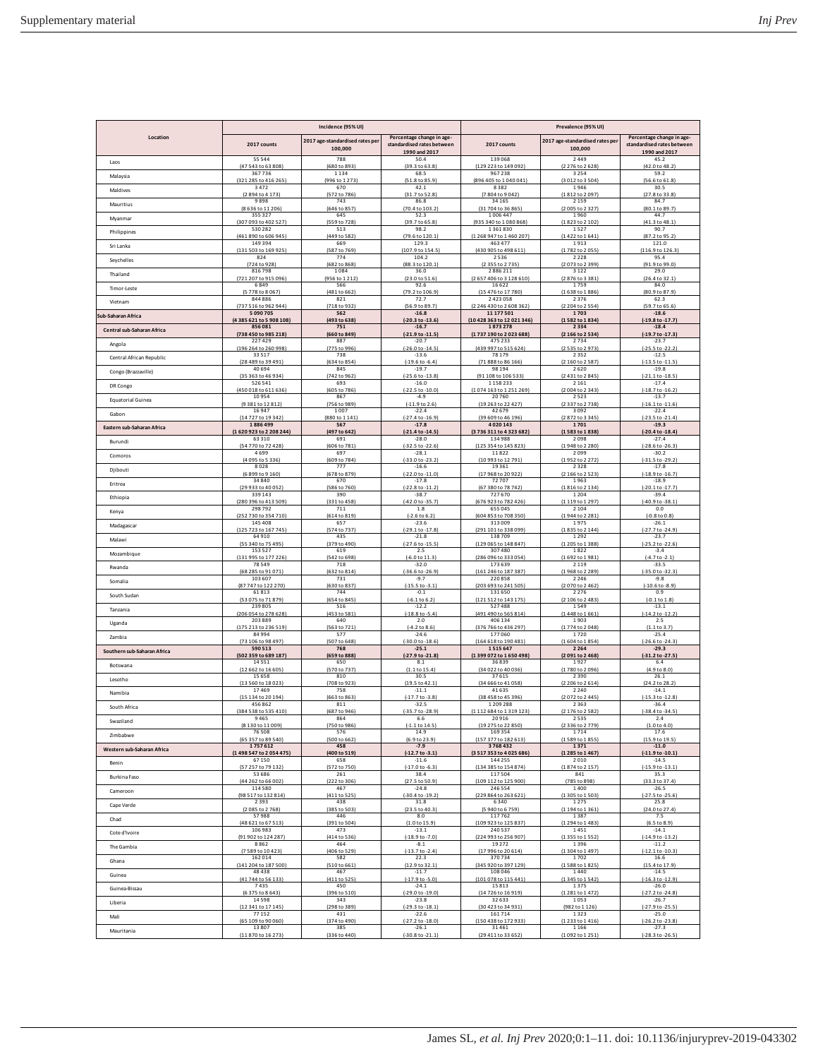| Location | Incidence (95% UI) | | | Prevalence (95% UI) | | |
|---|---|---|---|---|---|---|
| | 2017 counts | 2017 age-standardised rates per 100,000 | Percentage change in age-standardised rates between 1990 and 2017 | 2017 counts | 2017 age-standardised rates per 100,000 | Percentage change in age-standardised rates between 1990 and 2017 |
| Laos | 55 544 (47 543 to 63 808) | 788 (680 to 893) | 50.4 (39.3 to 63.8) | 139 068 (129 223 to 149 092) | 2 449 (2 276 to 2 628) | 45.2 (42.0 to 48.2) |
| Malaysia | 367 736 (321 285 to 416 265) | 1 134 (996 to 1 273) | 68.5 (51.8 to 85.9) | 967 238 (896 405 to 1 040 041) | 3 254 (3 012 to 3 504) | 59.2 (56.6 to 61.8) |
| Maldives | 3 472 (2 894 to 4 173) | 670 (572 to 786) | 42.1 (31.7 to 52.8) | 8 382 (7 804 to 9 042) | 1 946 (1 812 to 2 097) | 30.5 (27.8 to 33.8) |
| Mauritius | 9 898 (8 636 to 11 206) | 743 (646 to 857) | 86.8 (70.4 to 103.2) | 34 165 (31 704 to 36 865) | 2 159 (2 005 to 2 327) | 84.7 (80.1 to 89.7) |
| Myanmar | 355 327 (307 093 to 402 527) | 645 (559 to 728) | 52.3 (39.7 to 65.8) | 1 006 447 (935 340 to 1 080 868) | 1 960 (1 823 to 2 102) | 44.7 (41.3 to 48.1) |
| Philippines | 530 282 (461 890 to 606 945) | 513 (449 to 582) | 98.2 (79.6 to 120.1) | 1 361 830 (1 268 947 to 1 460 207) | 1 527 (1 422 to 1 641) | 90.7 (87.2 to 95.2) |
| Sri Lanka | 149 394 (131 503 to 169 925) | 669 (587 to 769) | 129.3 (107.9 to 154.5) | 463 477 (430 905 to 498 611) | 1 913 (1 782 to 2 055) | 121.0 (116.9 to 126.3) |
| Seychelles | 824 (724 to 928) | 774 (682 to 868) | 104.2 (88.3 to 120.1) | 2 536 (2 355 to 2 735) | 2 228 (2 073 to 2 399) | 95.4 (91.9 to 99.0) |
| Thailand | 816 798 (721 207 to 915 096) | 1 084 (956 to 1 212) | 36.0 (23.0 to 51.6) | 2 886 211 (2 657 406 to 3 128 610) | 3 122 (2 876 to 3 381) | 29.0 (26.4 to 32.1) |
| Timor-Leste | 6 849 (5 778 to 8 067) | 566 (481 to 662) | 92.6 (79.2 to 106.9) | 16 622 (15 476 to 17 780) | 1 759 (1 638 to 1 886) | 84.0 (80.9 to 87.9) |
| Vietnam | 844 886 (737 516 to 962 944) | 821 (718 to 932) | 72.7 (56.9 to 89.7) | 2 423 058 (2 246 430 to 2 608 362) | 2 376 (2 204 to 2 554) | 62.3 (59.7 to 65.6) |
| **Sub-Saharan Africa** | **5 090 705 (4 385 621 to 5 908 108)** | **562 (493 to 638)** | **-16.8 (-20.3 to -13.6)** | **11 177 501 (10 428 363 to 12 021 346)** | **1 703 (1 582 to 1 834)** | **-18.6 (-19.8 to -17.7)** |
| **Central sub-Saharan Africa** | **856 081 (738 450 to 985 218)** | **751 (660 to 849)** | **-16.7 (-21.9 to -11.5)** | **1 873 278 (1 737 190 to 2 023 688)** | **2 334 (2 166 to 2 534)** | **-18.4 (-19.7 to -17.3)** |
| Angola | 227 429 (196 264 to 260 998) | 887 (775 to 996) | -20.7 (-26.0 to -14.5) | 475 233 (439 997 to 515 624) | 2 734 (2 535 to 2 973) | -23.7 (-25.5 to -22.2) |
| Central African Republic | 33 517 (28 489 to 39 491) | 738 (634 to 854) | -13.6 (-19.6 to -6.4) | 78 179 (71 888 to 86 166) | 2 352 (2 160 to 2 587) | -12.5 (-13.5 to -11.5) |
| Congo (Brazzaville) | 40 694 (35 363 to 46 934) | 845 (742 to 962) | -19.7 (-25.6 to -13.8) | 98 194 (91 108 to 106 533) | 2 620 (2 431 to 2 845) | -19.8 (-21.1 to -18.5) |
| DR Congo | 526 541 (450 018 to 611 636) | 693 (605 to 786) | -16.0 (-22.5 to -10.0) | 1 158 233 (1 074 163 to 1 251 269) | 2 161 (2 004 to 2 343) | -17.4 (-18.7 to -16.2) |
| Equatorial Guinea | 10 954 (9 381 to 12 812) | 867 (756 to 989) | -4.9 (-11.9 to 2.6) | 20 760 (19 263 to 22 427) | 2 523 (2 337 to 2 738) | -13.7 (-16.1 to -11.6) |
| Gabon | 16 947 (14 727 to 19 342) | 1 007 (880 to 1 141) | -22.4 (-27.4 to -16.9) | 42 679 (39 609 to 46 196) | 3 092 (2 872 to 3 345) | -22.4 (-23.5 to -21.4) |
| **Eastern sub-Saharan Africa** | **1 886 499 (1 620 923 to 2 208 244)** | **567 (497 to 642)** | **-17.8 (-21.4 to -14.5)** | **4 020 143 (3 736 311 to 4 323 682)** | **1 701 (1 583 to 1 838)** | **-19.3 (-20.4 to -18.4)** |
| Burundi | 63 310 (54 770 to 72 428) | 691 (606 to 781) | -28.0 (-32.5 to -22.6) | 134 988 (125 354 to 145 823) | 2 098 (1 948 to 2 280) | -27.4 (-28.6 to -26.3) |
| Comoros | 4 699 (4 095 to 5 336) | 697 (609 to 784) | -28.1 (-33.0 to -23.2) | 11 822 (10 993 to 12 791) | 2 099 (1 952 to 2 272) | -30.2 (-31.5 to -29.2) |
| Djibouti | 8 028 (6 899 to 9 160) | 777 (678 to 879) | -16.6 (-22.0 to -11.0) | 19 361 (17 968 to 20 922) | 2 328 (2 166 to 2 523) | -17.8 (-18.9 to -16.7) |
| Eritrea | 34 840 (29 933 to 40 052) | 670 (586 to 760) | -17.8 (-22.8 to -11.2) | 72 707 (67 380 to 78 742) | 1 963 (1 816 to 2 134) | -18.9 (-20.1 to -17.7) |
| Ethiopia | 339 143 (280 396 to 413 509) | 390 (331 to 458) | -38.7 (-42.0 to -35.7) | 727 670 (676 923 to 782 426) | 1 204 (1 119 to 1 297) | -39.4 (-40.9 to -38.1) |
| Kenya | 298 792 (252 730 to 354 710) | 711 (614 to 819) | 1.8 (-2.6 to 6.2) | 655 045 (604 853 to 708 350) | 2 104 (1 944 to 2 281) | 0.0 (-0.8 to 0.8) |
| Madagascar | 145 408 (125 723 to 167 745) | 657 (574 to 737) | -23.6 (-29.1 to -17.8) | 313 009 (291 101 to 338 099) | 1 975 (1 835 to 2 144) | -26.1 (-27.7 to -24.9) |
| Malawi | 64 910 (55 340 to 75 495) | 435 (379 to 490) | -21.8 (-27.6 to -15.5) | 138 709 (129 065 to 148 847) | 1 292 (1 205 to 1 388) | -23.7 (-25.2 to -22.6) |
| Mozambique | 153 527 (131 995 to 177 226) | 619 (542 to 698) | 2.5 (-6.0 to 11.3) | 307 480 (286 096 to 333 054) | 1 822 (1 692 to 1 981) | -3.4 (-4.7 to -2.1) |
| Rwanda | 78 549 (68 285 to 91 071) | 718 (632 to 814) | -32.0 (-36.6 to -26.9) | 173 639 (161 246 to 187 387) | 2 119 (1 968 to 2 289) | -33.5 (-35.0 to -32.3) |
| Somalia | 103 607 (87 747 to 122 270) | 731 (630 to 837) | -9.7 (-15.5 to -3.1) | 220 858 (203 693 to 241 505) | 2 246 (2 070 to 2 462) | -9.8 (-10.6 to -8.9) |
| South Sudan | 61 813 (53 075 to 71 879) | 744 (654 to 845) | -0.1 (-6.1 to 6.2) | 131 650 (121 512 to 143 175) | 2 276 (2 106 to 2 483) | 0.9 (-0.1 to 1.8) |
| Tanzania | 239 805 (206 054 to 278 628) | 516 (453 to 581) | -12.2 (-18.8 to -5.4) | 527 488 (491 490 to 565 814) | 1 549 (1 448 to 1 661) | -13.1 (-14.2 to -12.2) |
| Uganda | 203 889 (175 213 to 236 519) | 640 (563 to 721) | 2.0 (-4.2 to 8.6) | 406 134 (376 766 to 436 297) | 1 903 (1 774 to 2 048) | 2.5 (1.1 to 3.7) |
| Zambia | 84 994 (73 106 to 98 497) | 577 (507 to 648) | -24.6 (-30.0 to -18.6) | 177 060 (164 618 to 190 481) | 1 720 (1 604 to 1 854) | -25.4 (-26.6 to -24.3) |
| **Southern sub-Saharan Africa** | **590 513 (502 359 to 689 187)** | **768 (659 to 888)** | **-25.1 (-27.9 to -21.8)** | **1 515 647 (1 399 072 to 1 650 498)** | **2 264 (2 091 to 2 468)** | **-29.3 (-31.2 to -27.5)** |
| Botswana | 14 551 (12 662 to 16 605) | 650 (570 to 737) | 8.1 (1.1 to 15.4) | 36 839 (34 022 to 40 036) | 1 927 (1 780 to 2 096) | 6.4 (4.9 to 8.0) |
| Lesotho | 15 658 (13 560 to 18 023) | 810 (708 to 923) | 30.5 (19.5 to 42.1) | 37 615 (34 666 to 41 058) | 2 390 (2 206 to 2 614) | 26.1 (24.2 to 28.2) |
| Namibia | 17 469 (15 134 to 20 194) | 758 (663 to 863) | -11.1 (-17.7 to -3.8) | 41 635 (38 458 to 45 396) | 2 240 (2 072 to 2 445) | -14.1 (-15.3 to -12.8) |
| South Africa | 456 862 (384 538 to 535 410) | 811 (687 to 946) | -32.5 (-35.7 to -28.9) | 1 209 288 (1 112 684 to 1 319 123) | 2 363 (2 176 to 2 582) | -36.4 (-38.4 to -34.5) |
| Swaziland | 9 465 (8 130 to 11 009) | 864 (750 to 986) | 6.6 (-1.1 to 14.5) | 20 916 (19 275 to 22 850) | 2 535 (2 336 to 2 779) | 2.4 (1.0 to 4.0) |
| Zimbabwe | 76 508 (65 357 to 89 540) | 576 (500 to 662) | 14.9 (6.9 to 23.9) | 169 354 (157 377 to 182 613) | 1 714 (1 589 to 1 855) | 17.6 (15.9 to 19.5) |
| **Western sub-Saharan Africa** | **1 757 612 (1 498 547 to 2 054 475)** | **458 (400 to 519)** | **-7.9 (-12.7 to -3.1)** | **3 768 432 (3 517 353 to 4 025 686)** | **1 371 (1 285 to 1 467)** | **-11.0 (-11.9 to -10.1)** |
| Benin | 67 150 (57 257 to 79 132) | 658 (572 to 750) | -11.6 (-17.0 to -6.3) | 144 255 (134 385 to 154 874) | 2 010 (1 874 to 2 157) | -14.5 (-15.9 to -13.1) |
| Burkina Faso | 53 686 (44 262 to 66 002) | 261 (222 to 306) | 38.4 (27.5 to 50.9) | 117 504 (109 112 to 125 900) | 841 (785 to 898) | 35.3 (33.3 to 37.4) |
| Cameroon | 114 580 (98 517 to 132 814) | 467 (411 to 525) | -24.8 (-30.4 to -19.2) | 246 554 (229 864 to 263 621) | 1 400 (1 305 to 1 503) | -26.5 (-27.5 to -25.6) |
| Cape Verde | 2 393 (2 085 to 2 768) | 438 (385 to 503) | 31.8 (23.5 to 40.3) | 6 340 (5 940 to 6 759) | 1 275 (1 194 to 1 361) | 25.8 (24.0 to 27.4) |
| Chad | 57 988 (48 621 to 67 513) | 446 (391 to 504) | 8.0 (1.0 to 15.9) | 117 762 (109 923 to 125 837) | 1 387 (1 294 to 1 483) | 7.5 (6.5 to 8.9) |
| Cote d'Ivoire | 106 983 (91 902 to 124 287) | 473 (414 to 536) | -13.1 (-18.9 to -7.0) | 240 537 (224 993 to 256 907) | 1 451 (1 355 to 1 552) | -14.1 (-14.9 to -13.2) |
| The Gambia | 8 862 (7 589 to 10 423) | 464 (406 to 529) | -8.1 (-13.7 to -2.4) | 19 272 (17 996 to 20 614) | 1 396 (1 304 to 1 497) | -11.2 (-12.1 to -10.3) |
| Ghana | 162 014 (141 204 to 187 500) | 582 (510 to 661) | 22.3 (12.9 to 32.1) | 370 734 (345 920 to 397 129) | 1 702 (1 588 to 1 825) | 16.6 (15.4 to 17.9) |
| Guinea | 48 438 (41 744 to 56 133) | 467 (411 to 525) | -11.7 (-17.9 to -5.0) | 108 046 (101 078 to 115 441) | 1 440 (1 345 to 1 542) | -14.5 (-16.3 to -12.9) |
| Guinea-Bissau | 7 435 (6 375 to 8 643) | 450 (396 to 510) | -24.1 (-29.0 to -19.0) | 15 813 (14 726 to 16 919) | 1 375 (1 281 to 1 472) | -26.0 (-27.2 to -24.8) |
| Liberia | 14 598 (12 341 to 17 145) | 343 (298 to 389) | -23.8 (-29.3 to -18.1) | 32 633 (30 423 to 34 931) | 1 053 (982 to 1 126) | -26.7 (-27.9 to -25.5) |
| Mali | 77 152 (65 109 to 90 060) | 431 (374 to 490) | -22.6 (-27.2 to -18.0) | 161 714 (150 438 to 172 933) | 1 323 (1 233 to 1 416) | -25.0 (-26.2 to -23.8) |
| Mauritania | 13 807 (11 870 to 16 273) | 385 (336 to 440) | -26.1 (-30.8 to -21.1) | 31 461 (29 411 to 33 652) | 1 166 (1 092 to 1 251) | -27.3 (-28.3 to -26.5) |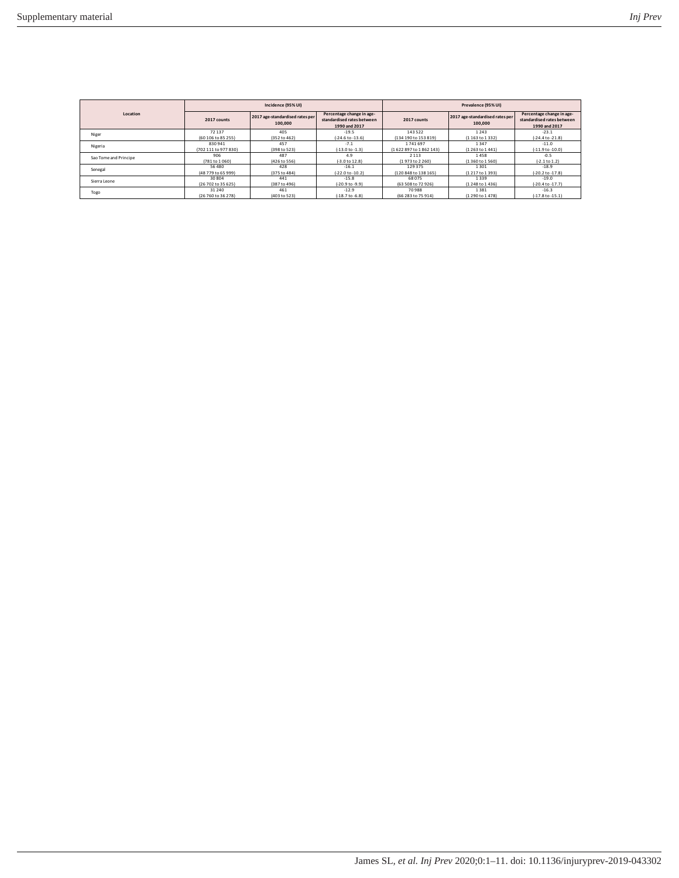| Location | Incidence (95% UI) | | | Prevalence (95% UI) | | |
|---|---|---|---|---|---|---|
| | 2017 counts | 2017 age-standardised rates per 100,000 | Percentage change in age-standardised rates between 1990 and 2017 | 2017 counts | 2017 age-standardised rates per 100,000 | Percentage change in age-standardised rates between 1990 and 2017 |
| Niger | 72 137<br>(60 106 to 85 255) | 405<br>(352 to 462) | -19.5<br>(-24.6 to -13.6) | 143 522<br>(134 190 to 153 819) | 1 243<br>(1 163 to 1 332) | -23.1<br>(-24.4 to -21.8) |
| Nigeria | 830 941<br>(702 111 to 977 830) | 457<br>(398 to 523) | -7.1<br>(-13.0 to -1.3) | 1 741 697<br>(1 622 897 to 1 862 143) | 1 347<br>(1 263 to 1 441) | -11.0<br>(-11.9 to -10.0) |
| Sao Tome and Principe | 906<br>(781 to 1 060) | 487<br>(426 to 556) | 4.9<br>(-3.0 to 12.8) | 2 113<br>(1 973 to 2 260) | 1 458<br>(1 360 to 1 560) | -0.5<br>(-2.1 to 1.2) |
| Senegal | 56 480<br>(48 779 to 65 999) | 428<br>(375 to 484) | -16.1<br>(-22.0 to -10.2) | 129 375<br>(120 848 to 138 165) | 1 301<br>(1 217 to 1 393) | -18.9<br>(-20.2 to -17.8) |
| Sierra Leone | 30 804<br>(26 702 to 35 625) | 441<br>(387 to 496) | -15.8<br>(-20.9 to -9.9) | 68 075<br>(63 508 to 72 926) | 1 339<br>(1 248 to 1 436) | -19.0<br>(-20.4 to -17.7) |
| Togo | 31 240<br>(26 760 to 36 278) | 461<br>(403 to 523) | -12.9<br>(-18.7 to -6.8) | 70 988<br>(66 283 to 75 914) | 1 381<br>(1 290 to 1 478) | -16.3<br>(-17.8 to -15.1) |